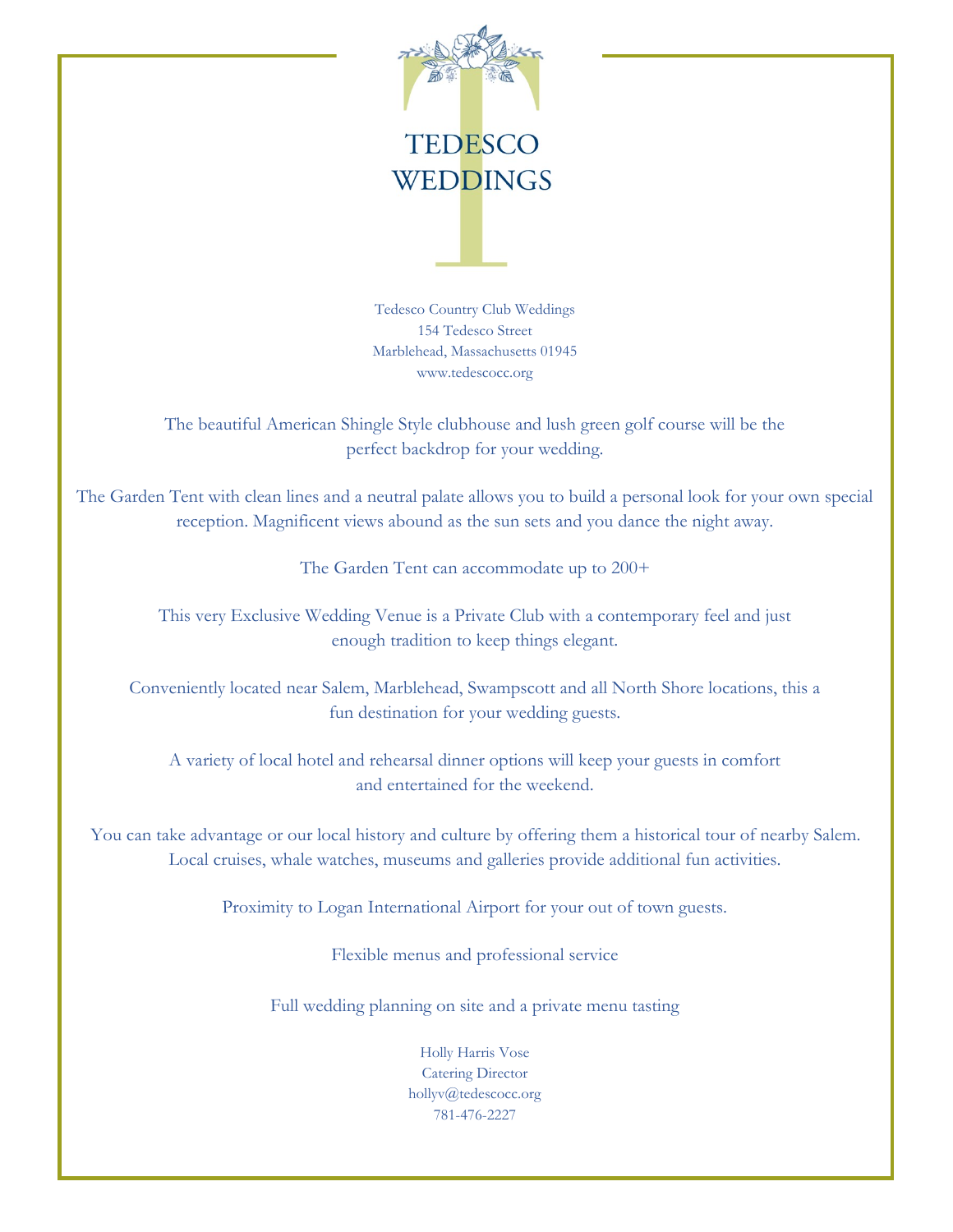# TEDESCO WEDDINGS

Tedesco Country Club Weddings
154 Tedesco Street
Marblehead, Massachusetts 01945
www.tedescocc.org

The beautiful American Shingle Style clubhouse and lush green golf course will be the perfect backdrop for your wedding.

The Garden Tent with clean lines and a neutral palate allows you to build a personal look for your own special reception. Magnificent views abound as the sun sets and you dance the night away.

The Garden Tent can accommodate up to 200+

This very Exclusive Wedding Venue is a Private Club with a contemporary feel and just enough tradition to keep things elegant.

Conveniently located near Salem, Marblehead, Swampscott and all North Shore locations, this a fun destination for your wedding guests.

A variety of local hotel and rehearsal dinner options will keep your guests in comfort and entertained for the weekend.

You can take advantage or our local history and culture by offering them a historical tour of nearby Salem. Local cruises, whale watches, museums and galleries provide additional fun activities.

Proximity to Logan International Airport for your out of town guests.

Flexible menus and professional service

Full wedding planning on site and a private menu tasting

Holly Harris Vose
Catering Director
hollyv@tedescocc.org
781-476-2227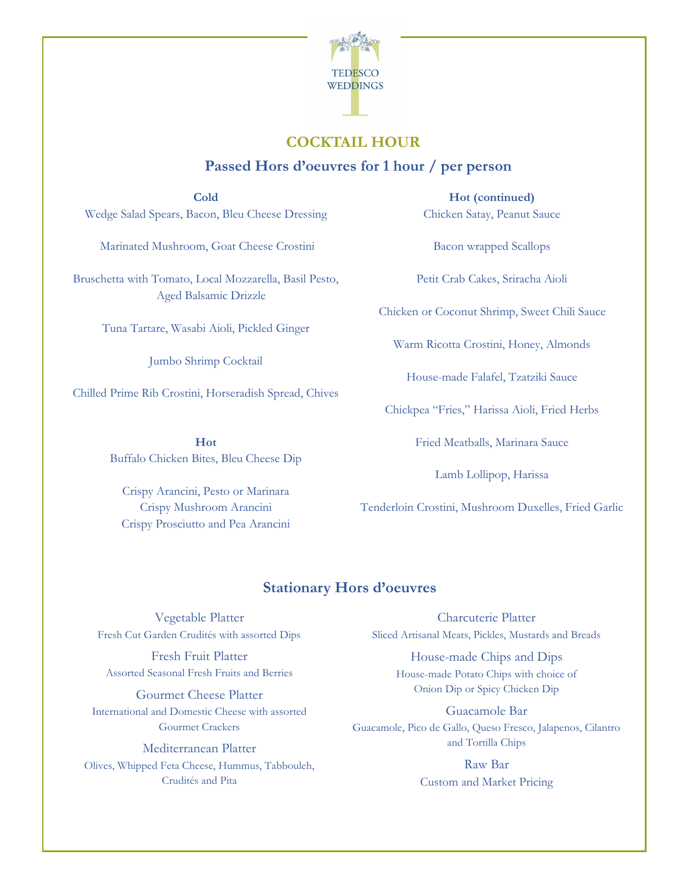TEDESCO WEDDINGS

# COCKTAIL HOUR

## Passed Hors d'oeuvres for 1 hour / per person

**Cold**

Wedge Salad Spears, Bacon, Bleu Cheese Dressing

Marinated Mushroom, Goat Cheese Crostini

Bruschetta with Tomato, Local Mozzarella, Basil Pesto, Aged Balsamic Drizzle

Tuna Tartare, Wasabi Aioli, Pickled Ginger

Jumbo Shrimp Cocktail

Chilled Prime Rib Crostini, Horseradish Spread, Chives

**Hot**

Buffalo Chicken Bites, Bleu Cheese Dip

Crispy Arancini, Pesto or Marinara
Crispy Mushroom Arancini
Crispy Prosciutto and Pea Arancini

**Hot (continued)**

Chicken Satay, Peanut Sauce

Bacon wrapped Scallops

Petit Crab Cakes, Sriracha Aioli

Chicken or Coconut Shrimp, Sweet Chili Sauce

Warm Ricotta Crostini, Honey, Almonds

House-made Falafel, Tzatziki Sauce

Chickpea "Fries," Harissa Aioli, Fried Herbs

Fried Meatballs, Marinara Sauce

Lamb Lollipop, Harissa

Tenderloin Crostini, Mushroom Duxelles, Fried Garlic

## Stationary Hors d'oeuvres

Vegetable Platter
Fresh Cut Garden Crudités with assorted Dips

Fresh Fruit Platter
Assorted Seasonal Fresh Fruits and Berries

Gourmet Cheese Platter
International and Domestic Cheese with assorted Gourmet Crackers

Mediterranean Platter
Olives, Whipped Feta Cheese, Hummus, Tabbouleh, Crudités and Pita

Charcuterie Platter
Sliced Artisanal Meats, Pickles, Mustards and Breads

House-made Chips and Dips
House-made Potato Chips with choice of Onion Dip or Spicy Chicken Dip

Guacamole Bar
Guacamole, Pico de Gallo, Queso Fresco, Jalapenos, Cilantro and Tortilla Chips

Raw Bar
Custom and Market Pricing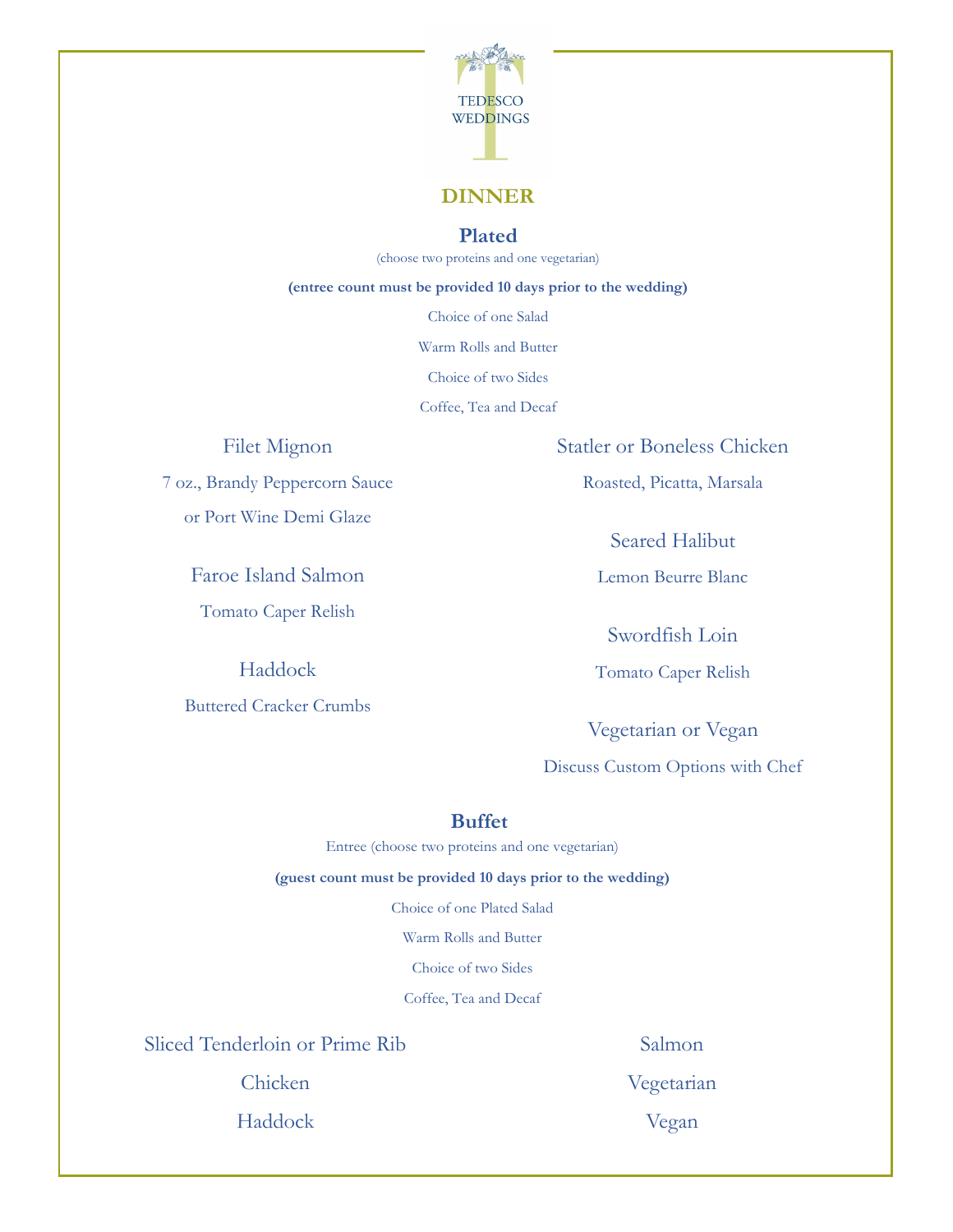TEDESCO WEDDINGS

# DINNER

## Plated

(choose two proteins and one vegetarian)

**(entree count must be provided 10 days prior to the wedding)**

Choice of one Salad

Warm Rolls and Butter

Choice of two Sides

Coffee, Tea and Decaf

### Filet Mignon

7 oz., Brandy Peppercorn Sauce or Port Wine Demi Glaze

### Faroe Island Salmon

Tomato Caper Relish

### Haddock

Buttered Cracker Crumbs

### Statler or Boneless Chicken

Roasted, Picatta, Marsala

### Seared Halibut

Lemon Beurre Blanc

### Swordfish Loin

Tomato Caper Relish

### Vegetarian or Vegan

Discuss Custom Options with Chef

## Buffet

Entree (choose two proteins and one vegetarian)

**(guest count must be provided 10 days prior to the wedding)**

Choice of one Plated Salad

Warm Rolls and Butter

Choice of two Sides

Coffee, Tea and Decaf

Sliced Tenderloin or Prime Rib

Chicken

Haddock

Salmon

Vegetarian

Vegan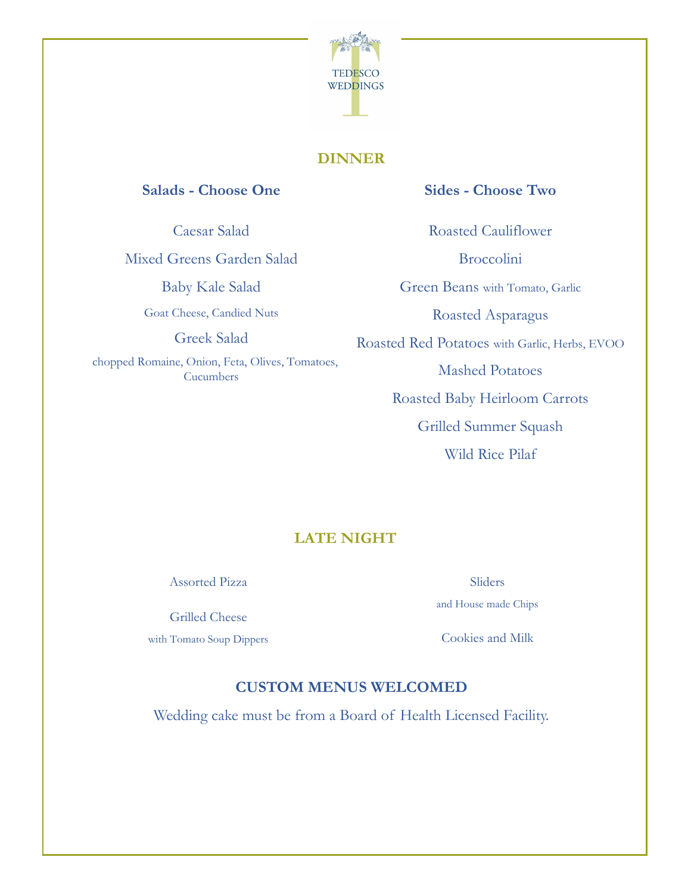TEDESCO WEDDINGS

## DINNER

### Salads - Choose One

Caesar Salad

Mixed Greens Garden Salad

Baby Kale Salad

Goat Cheese, Candied Nuts

Greek Salad

chopped Romaine, Onion, Feta, Olives, Tomatoes, Cucumbers

### Sides - Choose Two

Roasted Cauliflower

Broccolini

Green Beans with Tomato, Garlic

Roasted Asparagus

Roasted Red Potatoes with Garlic, Herbs, EVOO

Mashed Potatoes

Roasted Baby Heirloom Carrots

Grilled Summer Squash

Wild Rice Pilaf

## LATE NIGHT

Assorted Pizza

Grilled Cheese

with Tomato Soup Dippers

Sliders

and House made Chips

Cookies and Milk

## CUSTOM MENUS WELCOMED

Wedding cake must be from a Board of Health Licensed Facility.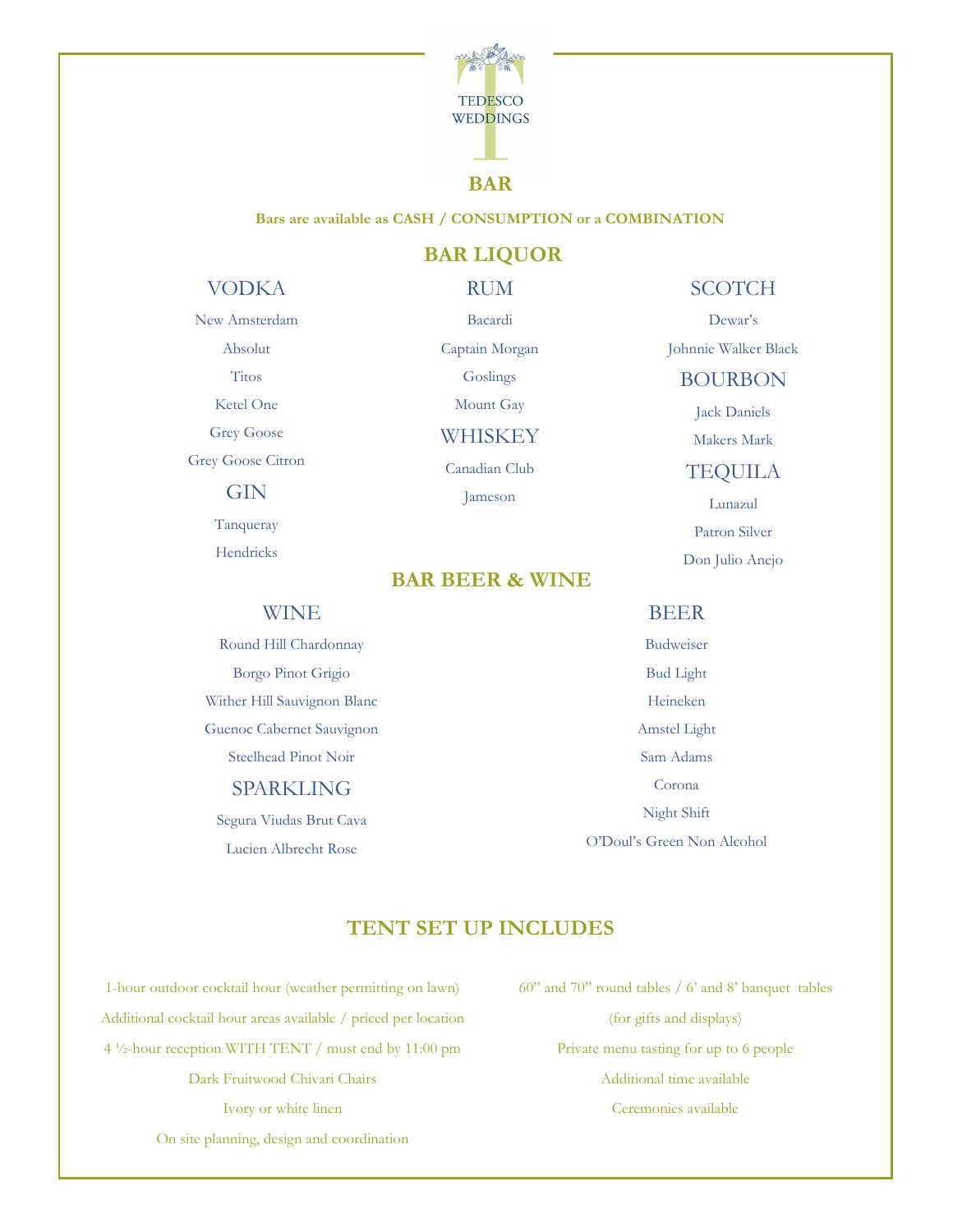TEDESCO WEDDINGS

# BAR

**Bars are available as CASH / CONSUMPTION or a COMBINATION**

## BAR LIQUOR

### VODKA

New Amsterdam

Absolut

Titos

Ketel One

Grey Goose

Grey Goose Citron

### GIN

Tanqueray

Hendricks

### RUM

Bacardi

Captain Morgan

Goslings

Mount Gay

### WHISKEY

Canadian Club

Jameson

### SCOTCH

Dewar's

Johnnie Walker Black

### BOURBON

Jack Daniels

Makers Mark

### TEQUILA

Lunazul

Patron Silver

Don Julio Anejo

## BAR BEER & WINE

### WINE

Round Hill Chardonnay

Borgo Pinot Grigio

Wither Hill Sauvignon Blanc

Guenoc Cabernet Sauvignon

Steelhead Pinot Noir

### SPARKLING

Segura Viudas Brut Cava

Lucien Albrecht Rose

### BEER

Budweiser

Bud Light

Heineken

Amstel Light

Sam Adams

Corona

Night Shift

O'Doul's Green Non Alcohol

## TENT SET UP INCLUDES

1-hour outdoor cocktail hour (weather permitting on lawn)

Additional cocktail hour areas available / priced per location

4 ½-hour reception WITH TENT / must end by 11:00 pm

Dark Fruitwood Chivari Chairs

Ivory or white linen

On site planning, design and coordination

60" and 70" round tables / 6' and 8' banquet tables (for gifts and displays)

Private menu tasting for up to 6 people

Additional time available

Ceremonies available